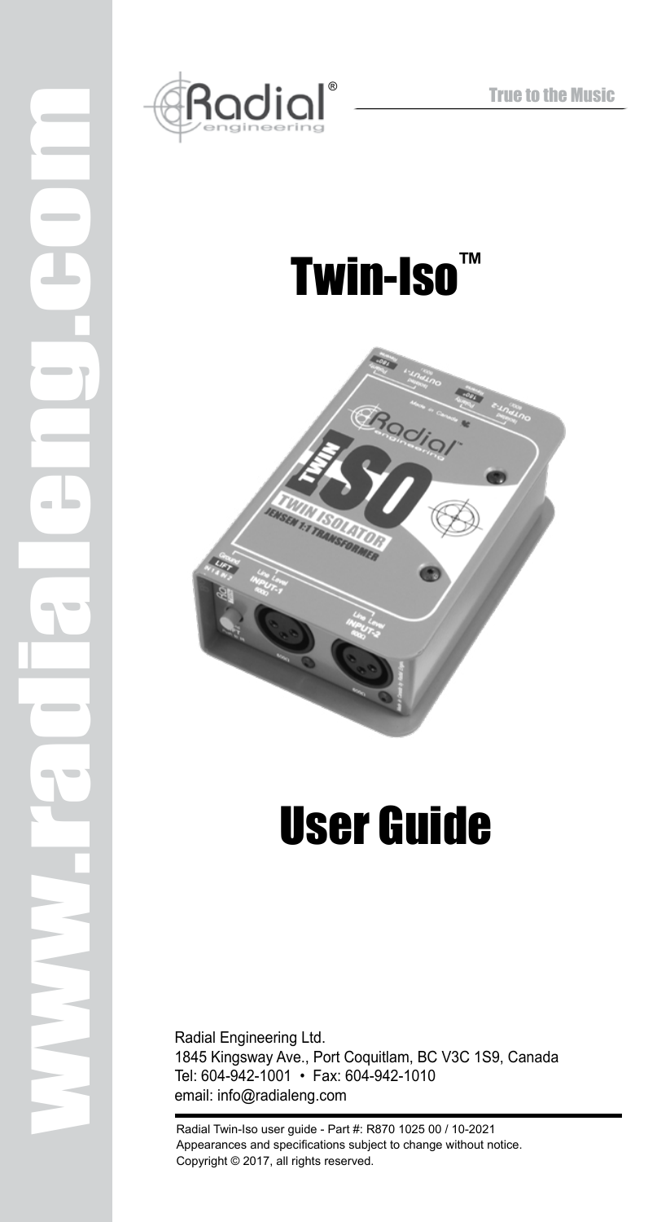www.radialeng.com

Radial® engineering

True to the Music

# Twin-Iso™

# User Guide

Radial Engineering Ltd.
1845 Kingsway Ave., Port Coquitlam, BC V3C 1S9, Canada
Tel: 604-942-1001 • Fax: 604-942-1010
email: info@radialeng.com

Radial Twin-Iso user guide - Part #: R870 1025 00 / 10-2021
Appearances and specifications subject to change without notice.
Copyright © 2017, all rights reserved.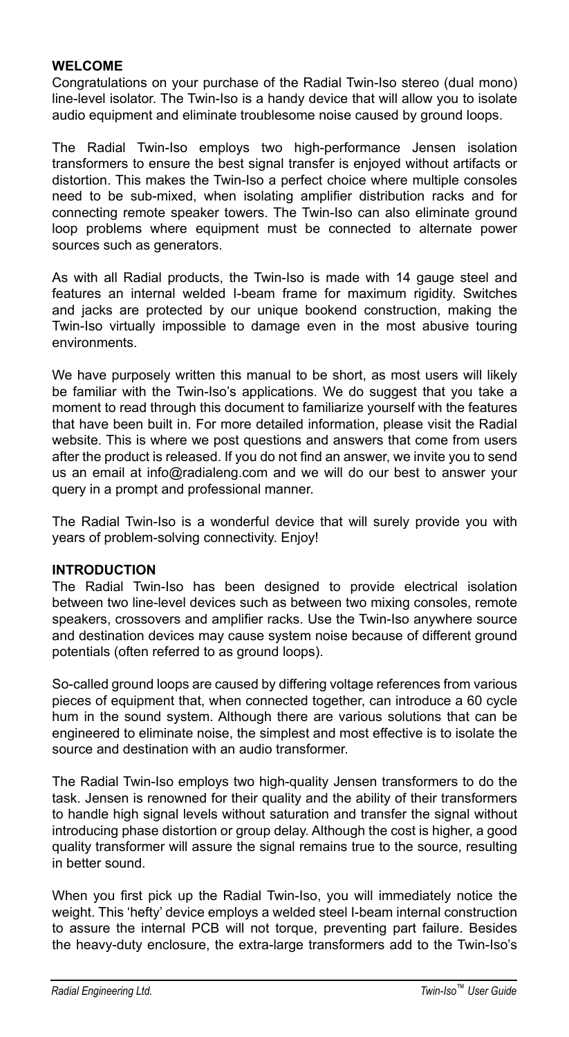## WELCOME

Congratulations on your purchase of the Radial Twin-Iso stereo (dual mono) line-level isolator. The Twin-Iso is a handy device that will allow you to isolate audio equipment and eliminate troublesome noise caused by ground loops.

The Radial Twin-Iso employs two high-performance Jensen isolation transformers to ensure the best signal transfer is enjoyed without artifacts or distortion. This makes the Twin-Iso a perfect choice where multiple consoles need to be sub-mixed, when isolating amplifier distribution racks and for connecting remote speaker towers. The Twin-Iso can also eliminate ground loop problems where equipment must be connected to alternate power sources such as generators.

As with all Radial products, the Twin-Iso is made with 14 gauge steel and features an internal welded I-beam frame for maximum rigidity. Switches and jacks are protected by our unique bookend construction, making the Twin-Iso virtually impossible to damage even in the most abusive touring environments.

We have purposely written this manual to be short, as most users will likely be familiar with the Twin-Iso's applications. We do suggest that you take a moment to read through this document to familiarize yourself with the features that have been built in. For more detailed information, please visit the Radial website. This is where we post questions and answers that come from users after the product is released. If you do not find an answer, we invite you to send us an email at info@radialeng.com and we will do our best to answer your query in a prompt and professional manner.

The Radial Twin-Iso is a wonderful device that will surely provide you with years of problem-solving connectivity. Enjoy!

## INTRODUCTION

The Radial Twin-Iso has been designed to provide electrical isolation between two line-level devices such as between two mixing consoles, remote speakers, crossovers and amplifier racks. Use the Twin-Iso anywhere source and destination devices may cause system noise because of different ground potentials (often referred to as ground loops).

So-called ground loops are caused by differing voltage references from various pieces of equipment that, when connected together, can introduce a 60 cycle hum in the sound system. Although there are various solutions that can be engineered to eliminate noise, the simplest and most effective is to isolate the source and destination with an audio transformer.

The Radial Twin-Iso employs two high-quality Jensen transformers to do the task. Jensen is renowned for their quality and the ability of their transformers to handle high signal levels without saturation and transfer the signal without introducing phase distortion or group delay. Although the cost is higher, a good quality transformer will assure the signal remains true to the source, resulting in better sound.

When you first pick up the Radial Twin-Iso, you will immediately notice the weight. This 'hefty' device employs a welded steel I-beam internal construction to assure the internal PCB will not torque, preventing part failure. Besides the heavy-duty enclosure, the extra-large transformers add to the Twin-Iso's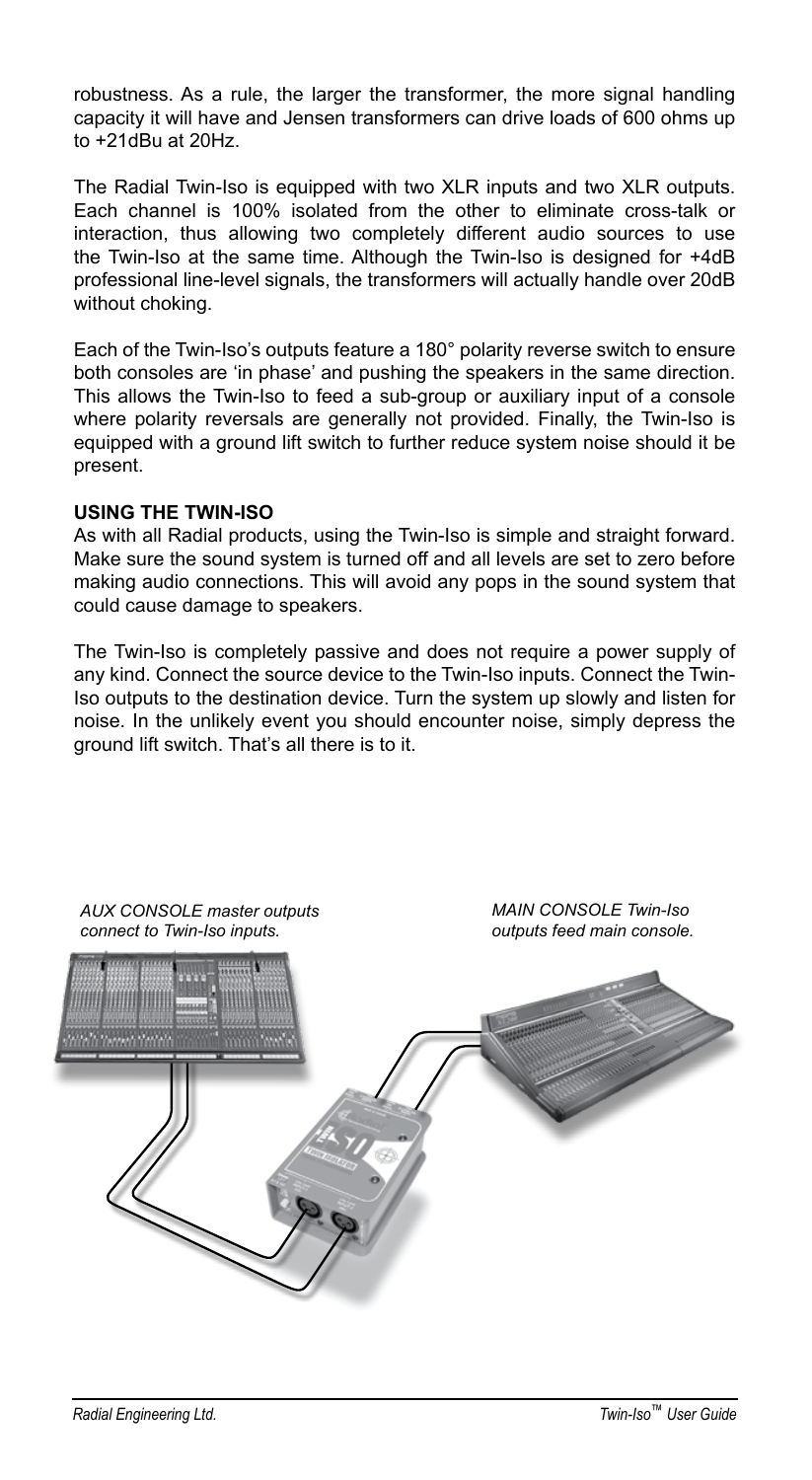robustness. As a rule, the larger the transformer, the more signal handling capacity it will have and Jensen transformers can drive loads of 600 ohms up to +21dBu at 20Hz.

The Radial Twin-Iso is equipped with two XLR inputs and two XLR outputs. Each channel is 100% isolated from the other to eliminate cross-talk or interaction, thus allowing two completely different audio sources to use the Twin-Iso at the same time. Although the Twin-Iso is designed for +4dB professional line-level signals, the transformers will actually handle over 20dB without choking.

Each of the Twin-Iso's outputs feature a 180° polarity reverse switch to ensure both consoles are 'in phase' and pushing the speakers in the same direction. This allows the Twin-Iso to feed a sub-group or auxiliary input of a console where polarity reversals are generally not provided. Finally, the Twin-Iso is equipped with a ground lift switch to further reduce system noise should it be present.

**USING THE TWIN-ISO**

As with all Radial products, using the Twin-Iso is simple and straight forward. Make sure the sound system is turned off and all levels are set to zero before making audio connections. This will avoid any pops in the sound system that could cause damage to speakers.

The Twin-Iso is completely passive and does not require a power supply of any kind. Connect the source device to the Twin-Iso inputs. Connect the Twin-Iso outputs to the destination device. Turn the system up slowly and listen for noise. In the unlikely event you should encounter noise, simply depress the ground lift switch. That's all there is to it.

*AUX CONSOLE master outputs connect to Twin-Iso inputs.*

*MAIN CONSOLE Twin-Iso outputs feed main console.*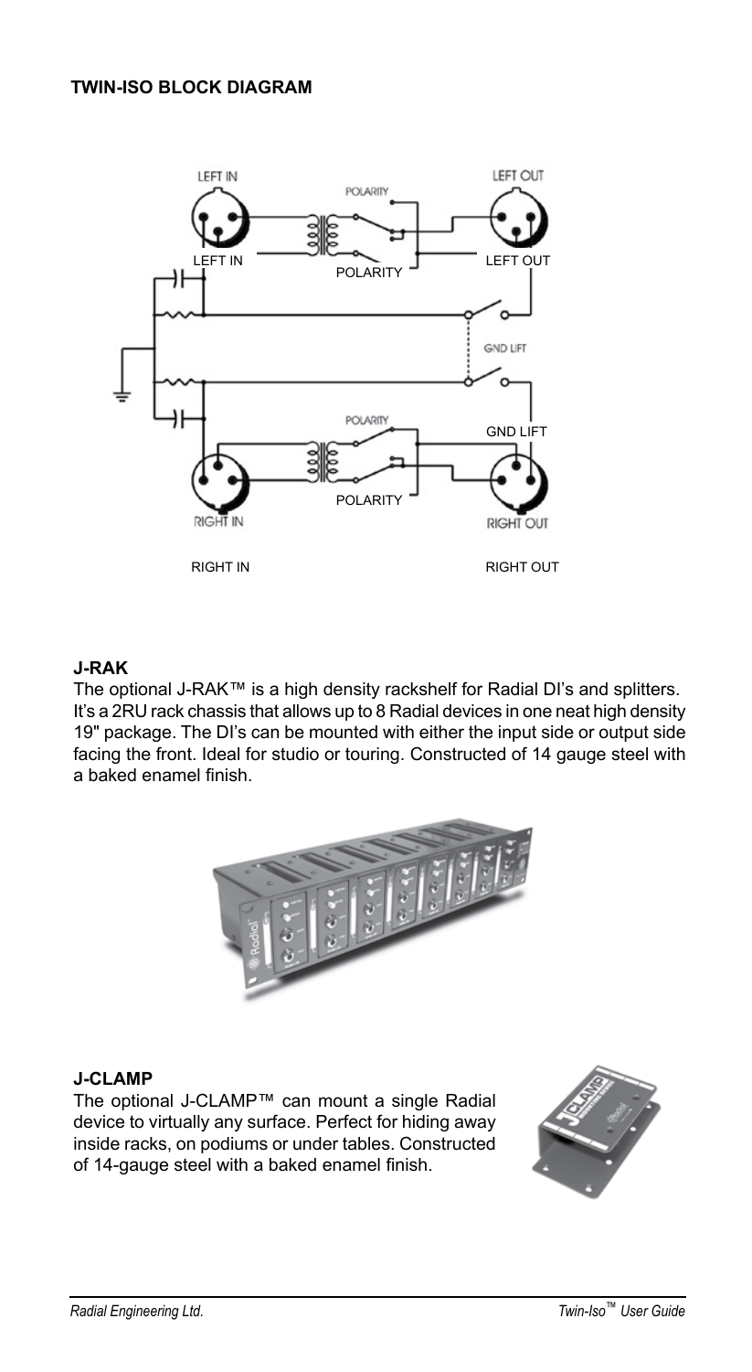### TWIN-ISO BLOCK DIAGRAM

LEFT IN

POLARITY

LEFT OUT

GND LIFT

RIGHT IN

RIGHT OUT

### J-RAK

The optional J-RAK™ is a high density rackshelf for Radial DI's and splitters. It's a 2RU rack chassis that allows up to 8 Radial devices in one neat high density 19" package. The DI's can be mounted with either the input side or output side facing the front. Ideal for studio or touring. Constructed of 14 gauge steel with a baked enamel finish.

### J-CLAMP

The optional J-CLAMP™ can mount a single Radial device to virtually any surface. Perfect for hiding away inside racks, on podiums or under tables. Constructed of 14-gauge steel with a baked enamel finish.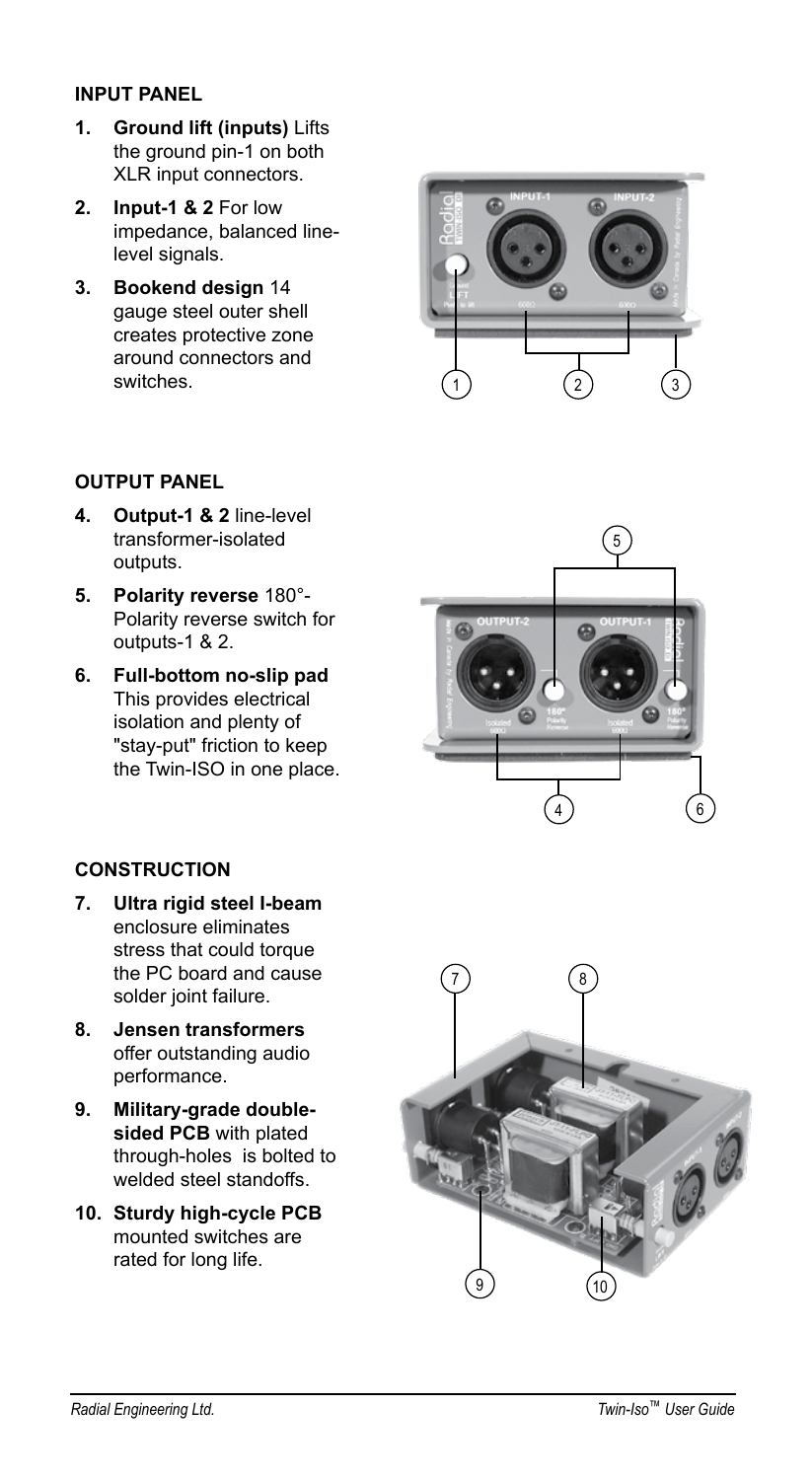#### INPUT PANEL

1. **Ground lift (inputs)** Lifts the ground pin-1 on both XLR input connectors.
2. **Input-1 & 2** For low impedance, balanced line-level signals.
3. **Bookend design** 14 gauge steel outer shell creates protective zone around connectors and switches.

#### OUTPUT PANEL

4. **Output-1 & 2** line-level transformer-isolated outputs.
5. **Polarity reverse** 180°-Polarity reverse switch for outputs-1 & 2.
6. **Full-bottom no-slip pad** This provides electrical isolation and plenty of "stay-put" friction to keep the Twin-ISO in one place.

#### CONSTRUCTION

7. **Ultra rigid steel I-beam** enclosure eliminates stress that could torque the PC board and cause solder joint failure.
8. **Jensen transformers** offer outstanding audio performance.
9. **Military-grade double-sided PCB** with plated through-holes is bolted to welded steel standoffs.
10. **Sturdy high-cycle PCB** mounted switches are rated for long life.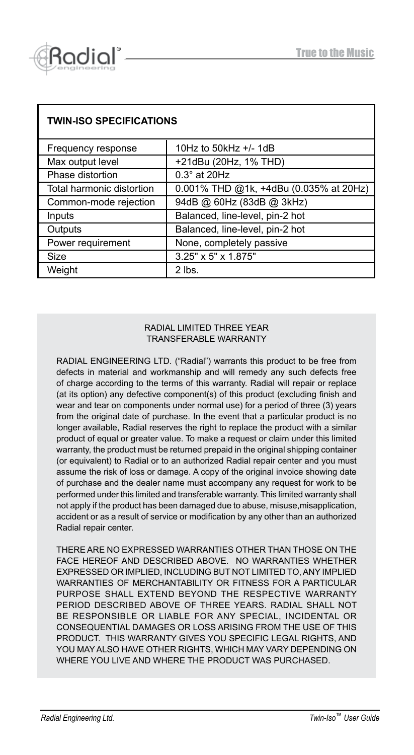## TWIN-ISO SPECIFICATIONS

| | |
|---|---|
| Frequency response | 10Hz to 50kHz +/- 1dB |
| Max output level | +21dBu (20Hz, 1% THD) |
| Phase distortion | 0.3° at 20Hz |
| Total harmonic distortion | 0.001% THD @1k, +4dBu (0.035% at 20Hz) |
| Common-mode rejection | 94dB @ 60Hz (83dB @ 3kHz) |
| Inputs | Balanced, line-level, pin-2 hot |
| Outputs | Balanced, line-level, pin-2 hot |
| Power requirement | None, completely passive |
| Size | 3.25" x 5" x 1.875" |
| Weight | 2 lbs. |

### RADIAL LIMITED THREE YEAR TRANSFERABLE WARRANTY

RADIAL ENGINEERING LTD. ("Radial") warrants this product to be free from defects in material and workmanship and will remedy any such defects free of charge according to the terms of this warranty. Radial will repair or replace (at its option) any defective component(s) of this product (excluding finish and wear and tear on components under normal use) for a period of three (3) years from the original date of purchase. In the event that a particular product is no longer available, Radial reserves the right to replace the product with a similar product of equal or greater value. To make a request or claim under this limited warranty, the product must be returned prepaid in the original shipping container (or equivalent) to Radial or to an authorized Radial repair center and you must assume the risk of loss or damage. A copy of the original invoice showing date of purchase and the dealer name must accompany any request for work to be performed under this limited and transferable warranty. This limited warranty shall not apply if the product has been damaged due to abuse, misuse,misapplication, accident or as a result of service or modification by any other than an authorized Radial repair center.

THERE ARE NO EXPRESSED WARRANTIES OTHER THAN THOSE ON THE FACE HEREOF AND DESCRIBED ABOVE. NO WARRANTIES WHETHER EXPRESSED OR IMPLIED, INCLUDING BUT NOT LIMITED TO, ANY IMPLIED WARRANTIES OF MERCHANTABILITY OR FITNESS FOR A PARTICULAR PURPOSE SHALL EXTEND BEYOND THE RESPECTIVE WARRANTY PERIOD DESCRIBED ABOVE OF THREE YEARS. RADIAL SHALL NOT BE RESPONSIBLE OR LIABLE FOR ANY SPECIAL, INCIDENTAL OR CONSEQUENTIAL DAMAGES OR LOSS ARISING FROM THE USE OF THIS PRODUCT. THIS WARRANTY GIVES YOU SPECIFIC LEGAL RIGHTS, AND YOU MAY ALSO HAVE OTHER RIGHTS, WHICH MAY VARY DEPENDING ON WHERE YOU LIVE AND WHERE THE PRODUCT WAS PURCHASED.